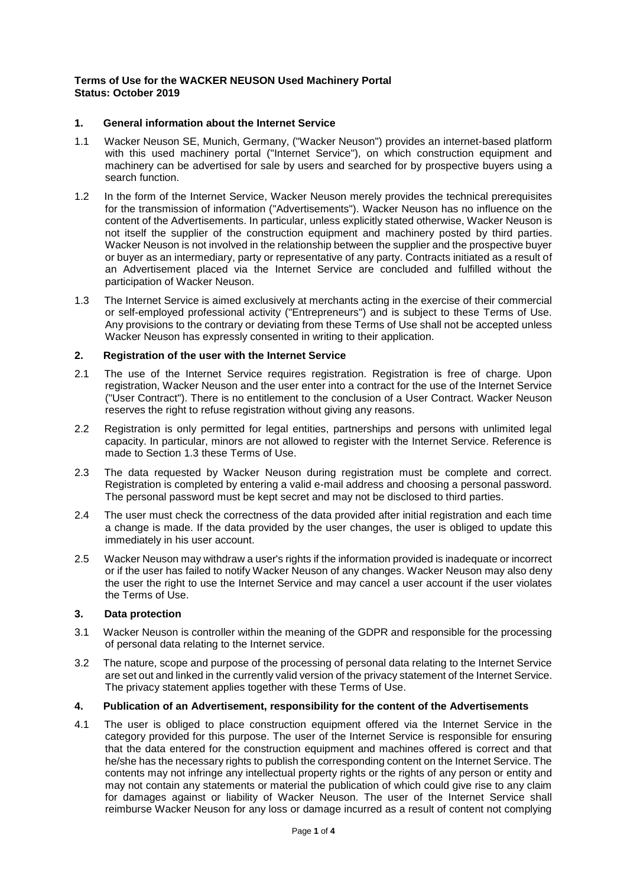**Terms of Use for the WACKER NEUSON Used Machinery Portal**
**Status: October 2019**

## 1. General information about the Internet Service

1.1 Wacker Neuson SE, Munich, Germany, ("Wacker Neuson") provides an internet-based platform with this used machinery portal ("Internet Service"), on which construction equipment and machinery can be advertised for sale by users and searched for by prospective buyers using a search function.

1.2 In the form of the Internet Service, Wacker Neuson merely provides the technical prerequisites for the transmission of information ("Advertisements"). Wacker Neuson has no influence on the content of the Advertisements. In particular, unless explicitly stated otherwise, Wacker Neuson is not itself the supplier of the construction equipment and machinery posted by third parties. Wacker Neuson is not involved in the relationship between the supplier and the prospective buyer or buyer as an intermediary, party or representative of any party. Contracts initiated as a result of an Advertisement placed via the Internet Service are concluded and fulfilled without the participation of Wacker Neuson.

1.3 The Internet Service is aimed exclusively at merchants acting in the exercise of their commercial or self-employed professional activity ("Entrepreneurs") and is subject to these Terms of Use. Any provisions to the contrary or deviating from these Terms of Use shall not be accepted unless Wacker Neuson has expressly consented in writing to their application.

## 2. Registration of the user with the Internet Service

2.1 The use of the Internet Service requires registration. Registration is free of charge. Upon registration, Wacker Neuson and the user enter into a contract for the use of the Internet Service ("User Contract"). There is no entitlement to the conclusion of a User Contract. Wacker Neuson reserves the right to refuse registration without giving any reasons.

2.2 Registration is only permitted for legal entities, partnerships and persons with unlimited legal capacity. In particular, minors are not allowed to register with the Internet Service. Reference is made to Section 1.3 these Terms of Use.

2.3 The data requested by Wacker Neuson during registration must be complete and correct. Registration is completed by entering a valid e-mail address and choosing a personal password. The personal password must be kept secret and may not be disclosed to third parties.

2.4 The user must check the correctness of the data provided after initial registration and each time a change is made. If the data provided by the user changes, the user is obliged to update this immediately in his user account.

2.5 Wacker Neuson may withdraw a user's rights if the information provided is inadequate or incorrect or if the user has failed to notify Wacker Neuson of any changes. Wacker Neuson may also deny the user the right to use the Internet Service and may cancel a user account if the user violates the Terms of Use.

## 3. Data protection

3.1 Wacker Neuson is controller within the meaning of the GDPR and responsible for the processing of personal data relating to the Internet service.

3.2 The nature, scope and purpose of the processing of personal data relating to the Internet Service are set out and linked in the currently valid version of the privacy statement of the Internet Service. The privacy statement applies together with these Terms of Use.

## 4. Publication of an Advertisement, responsibility for the content of the Advertisements

4.1 The user is obliged to place construction equipment offered via the Internet Service in the category provided for this purpose. The user of the Internet Service is responsible for ensuring that the data entered for the construction equipment and machines offered is correct and that he/she has the necessary rights to publish the corresponding content on the Internet Service. The contents may not infringe any intellectual property rights or the rights of any person or entity and may not contain any statements or material the publication of which could give rise to any claim for damages against or liability of Wacker Neuson. The user of the Internet Service shall reimburse Wacker Neuson for any loss or damage incurred as a result of content not complying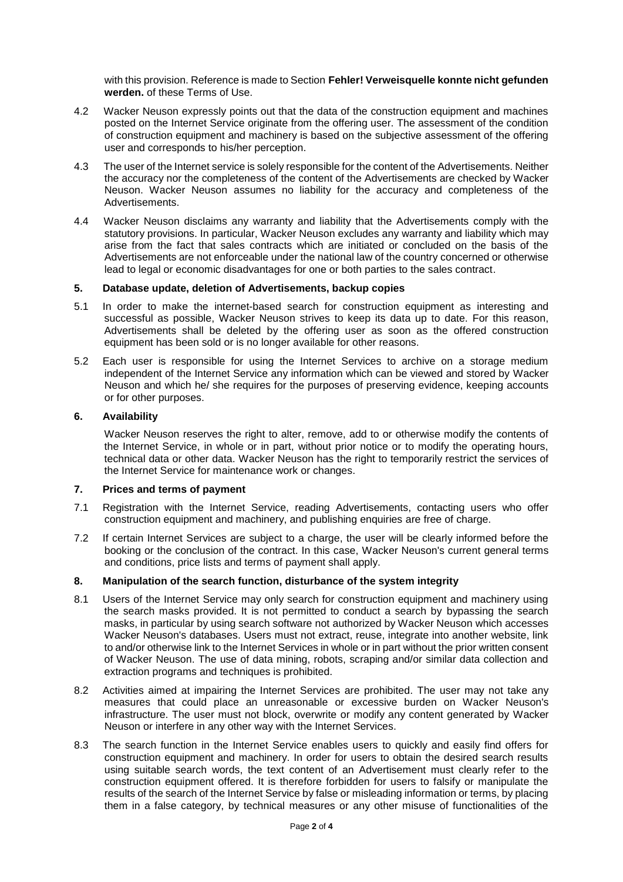with this provision. Reference is made to Section **Fehler! Verweisquelle konnte nicht gefunden werden.** of these Terms of Use.

4.2 Wacker Neuson expressly points out that the data of the construction equipment and machines posted on the Internet Service originate from the offering user. The assessment of the condition of construction equipment and machinery is based on the subjective assessment of the offering user and corresponds to his/her perception.

4.3 The user of the Internet service is solely responsible for the content of the Advertisements. Neither the accuracy nor the completeness of the content of the Advertisements are checked by Wacker Neuson. Wacker Neuson assumes no liability for the accuracy and completeness of the Advertisements.

4.4 Wacker Neuson disclaims any warranty and liability that the Advertisements comply with the statutory provisions. In particular, Wacker Neuson excludes any warranty and liability which may arise from the fact that sales contracts which are initiated or concluded on the basis of the Advertisements are not enforceable under the national law of the country concerned or otherwise lead to legal or economic disadvantages for one or both parties to the sales contract.

## 5. Database update, deletion of Advertisements, backup copies

5.1 In order to make the internet-based search for construction equipment as interesting and successful as possible, Wacker Neuson strives to keep its data up to date. For this reason, Advertisements shall be deleted by the offering user as soon as the offered construction equipment has been sold or is no longer available for other reasons.

5.2 Each user is responsible for using the Internet Services to archive on a storage medium independent of the Internet Service any information which can be viewed and stored by Wacker Neuson and which he/ she requires for the purposes of preserving evidence, keeping accounts or for other purposes.

## 6. Availability

Wacker Neuson reserves the right to alter, remove, add to or otherwise modify the contents of the Internet Service, in whole or in part, without prior notice or to modify the operating hours, technical data or other data. Wacker Neuson has the right to temporarily restrict the services of the Internet Service for maintenance work or changes.

## 7. Prices and terms of payment

7.1 Registration with the Internet Service, reading Advertisements, contacting users who offer construction equipment and machinery, and publishing enquiries are free of charge.

7.2 If certain Internet Services are subject to a charge, the user will be clearly informed before the booking or the conclusion of the contract. In this case, Wacker Neuson's current general terms and conditions, price lists and terms of payment shall apply.

## 8. Manipulation of the search function, disturbance of the system integrity

8.1 Users of the Internet Service may only search for construction equipment and machinery using the search masks provided. It is not permitted to conduct a search by bypassing the search masks, in particular by using search software not authorized by Wacker Neuson which accesses Wacker Neuson's databases. Users must not extract, reuse, integrate into another website, link to and/or otherwise link to the Internet Services in whole or in part without the prior written consent of Wacker Neuson. The use of data mining, robots, scraping and/or similar data collection and extraction programs and techniques is prohibited.

8.2 Activities aimed at impairing the Internet Services are prohibited. The user may not take any measures that could place an unreasonable or excessive burden on Wacker Neuson's infrastructure. The user must not block, overwrite or modify any content generated by Wacker Neuson or interfere in any other way with the Internet Services.

8.3 The search function in the Internet Service enables users to quickly and easily find offers for construction equipment and machinery. In order for users to obtain the desired search results using suitable search words, the text content of an Advertisement must clearly refer to the construction equipment offered. It is therefore forbidden for users to falsify or manipulate the results of the search of the Internet Service by false or misleading information or terms, by placing them in a false category, by technical measures or any other misuse of functionalities of the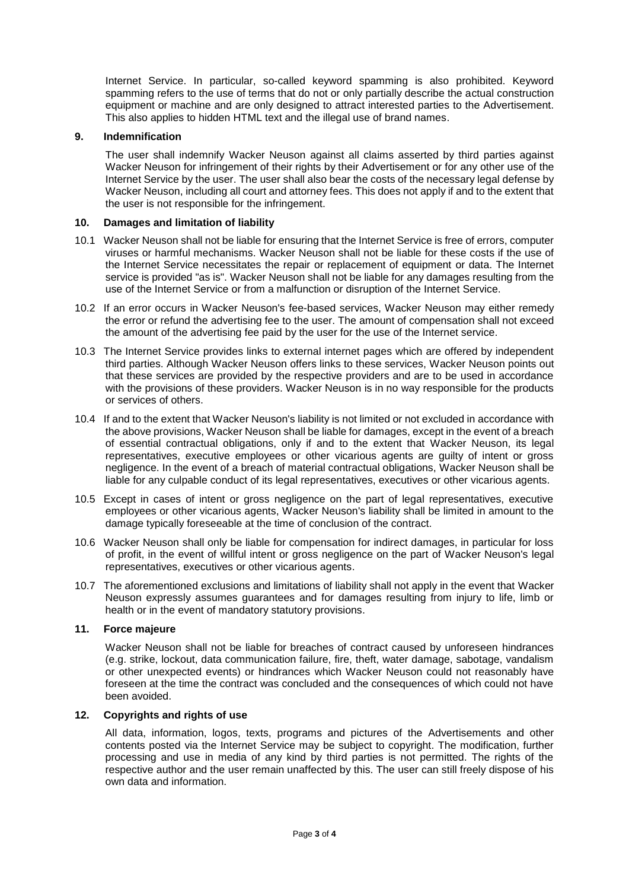Internet Service. In particular, so-called keyword spamming is also prohibited. Keyword spamming refers to the use of terms that do not or only partially describe the actual construction equipment or machine and are only designed to attract interested parties to the Advertisement. This also applies to hidden HTML text and the illegal use of brand names.

## 9. Indemnification

The user shall indemnify Wacker Neuson against all claims asserted by third parties against Wacker Neuson for infringement of their rights by their Advertisement or for any other use of the Internet Service by the user. The user shall also bear the costs of the necessary legal defense by Wacker Neuson, including all court and attorney fees. This does not apply if and to the extent that the user is not responsible for the infringement.

## 10. Damages and limitation of liability

10.1 Wacker Neuson shall not be liable for ensuring that the Internet Service is free of errors, computer viruses or harmful mechanisms. Wacker Neuson shall not be liable for these costs if the use of the Internet Service necessitates the repair or replacement of equipment or data. The Internet service is provided "as is". Wacker Neuson shall not be liable for any damages resulting from the use of the Internet Service or from a malfunction or disruption of the Internet Service.

10.2 If an error occurs in Wacker Neuson's fee-based services, Wacker Neuson may either remedy the error or refund the advertising fee to the user. The amount of compensation shall not exceed the amount of the advertising fee paid by the user for the use of the Internet service.

10.3 The Internet Service provides links to external internet pages which are offered by independent third parties. Although Wacker Neuson offers links to these services, Wacker Neuson points out that these services are provided by the respective providers and are to be used in accordance with the provisions of these providers. Wacker Neuson is in no way responsible for the products or services of others.

10.4 If and to the extent that Wacker Neuson's liability is not limited or not excluded in accordance with the above provisions, Wacker Neuson shall be liable for damages, except in the event of a breach of essential contractual obligations, only if and to the extent that Wacker Neuson, its legal representatives, executive employees or other vicarious agents are guilty of intent or gross negligence. In the event of a breach of material contractual obligations, Wacker Neuson shall be liable for any culpable conduct of its legal representatives, executives or other vicarious agents.

10.5 Except in cases of intent or gross negligence on the part of legal representatives, executive employees or other vicarious agents, Wacker Neuson's liability shall be limited in amount to the damage typically foreseeable at the time of conclusion of the contract.

10.6 Wacker Neuson shall only be liable for compensation for indirect damages, in particular for loss of profit, in the event of willful intent or gross negligence on the part of Wacker Neuson's legal representatives, executives or other vicarious agents.

10.7 The aforementioned exclusions and limitations of liability shall not apply in the event that Wacker Neuson expressly assumes guarantees and for damages resulting from injury to life, limb or health or in the event of mandatory statutory provisions.

## 11. Force majeure

Wacker Neuson shall not be liable for breaches of contract caused by unforeseen hindrances (e.g. strike, lockout, data communication failure, fire, theft, water damage, sabotage, vandalism or other unexpected events) or hindrances which Wacker Neuson could not reasonably have foreseen at the time the contract was concluded and the consequences of which could not have been avoided.

## 12. Copyrights and rights of use

All data, information, logos, texts, programs and pictures of the Advertisements and other contents posted via the Internet Service may be subject to copyright. The modification, further processing and use in media of any kind by third parties is not permitted. The rights of the respective author and the user remain unaffected by this. The user can still freely dispose of his own data and information.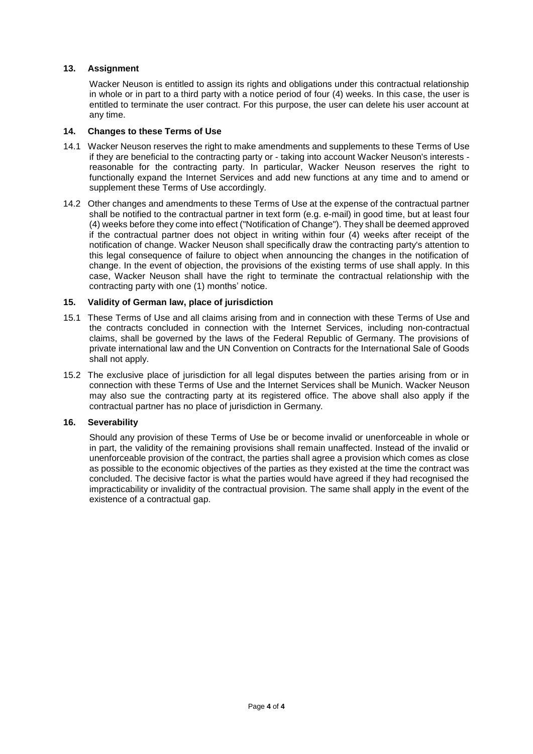## 13. Assignment

Wacker Neuson is entitled to assign its rights and obligations under this contractual relationship in whole or in part to a third party with a notice period of four (4) weeks. In this case, the user is entitled to terminate the user contract. For this purpose, the user can delete his user account at any time.

## 14. Changes to these Terms of Use

14.1 Wacker Neuson reserves the right to make amendments and supplements to these Terms of Use if they are beneficial to the contracting party or - taking into account Wacker Neuson's interests - reasonable for the contracting party. In particular, Wacker Neuson reserves the right to functionally expand the Internet Services and add new functions at any time and to amend or supplement these Terms of Use accordingly.

14.2 Other changes and amendments to these Terms of Use at the expense of the contractual partner shall be notified to the contractual partner in text form (e.g. e-mail) in good time, but at least four (4) weeks before they come into effect ("Notification of Change"). They shall be deemed approved if the contractual partner does not object in writing within four (4) weeks after receipt of the notification of change. Wacker Neuson shall specifically draw the contracting party's attention to this legal consequence of failure to object when announcing the changes in the notification of change. In the event of objection, the provisions of the existing terms of use shall apply. In this case, Wacker Neuson shall have the right to terminate the contractual relationship with the contracting party with one (1) months' notice.

## 15. Validity of German law, place of jurisdiction

15.1 These Terms of Use and all claims arising from and in connection with these Terms of Use and the contracts concluded in connection with the Internet Services, including non-contractual claims, shall be governed by the laws of the Federal Republic of Germany. The provisions of private international law and the UN Convention on Contracts for the International Sale of Goods shall not apply.

15.2 The exclusive place of jurisdiction for all legal disputes between the parties arising from or in connection with these Terms of Use and the Internet Services shall be Munich. Wacker Neuson may also sue the contracting party at its registered office. The above shall also apply if the contractual partner has no place of jurisdiction in Germany.

## 16. Severability

Should any provision of these Terms of Use be or become invalid or unenforceable in whole or in part, the validity of the remaining provisions shall remain unaffected. Instead of the invalid or unenforceable provision of the contract, the parties shall agree a provision which comes as close as possible to the economic objectives of the parties as they existed at the time the contract was concluded. The decisive factor is what the parties would have agreed if they had recognised the impracticability or invalidity of the contractual provision. The same shall apply in the event of the existence of a contractual gap.